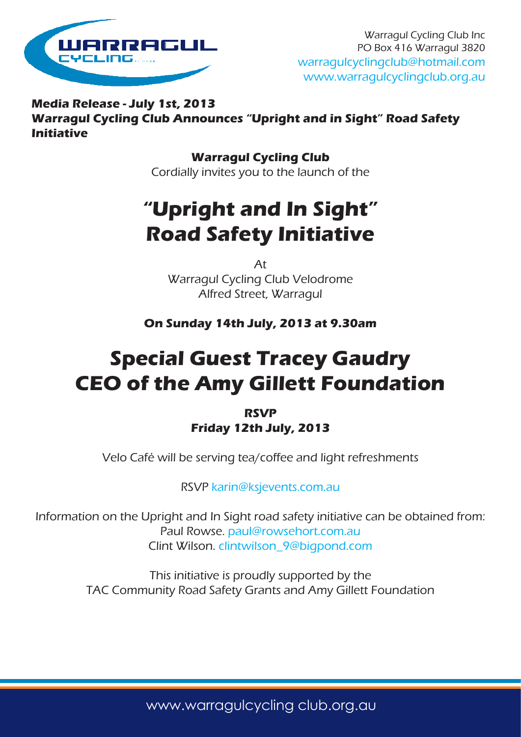Warragul Cycling Club Inc
PO Box 416 Warragul 3820
warragulcyclingclub@hotmail.com
www.warragulcyclingclub.org.au

**Media Release - July 1st, 2013**
**Warragul Cycling Club Announces "Upright and in Sight" Road Safety Initiative**

**Warragul Cycling Club**
Cordially invites you to the launch of the

# "Upright and In Sight" Road Safety Initiative

At
Warragul Cycling Club Velodrome
Alfred Street, Warragul

**On Sunday 14th July, 2013 at 9.30am**

# Special Guest Tracey Gaudry CEO of the Amy Gillett Foundation

**RSVP**
**Friday 12th July, 2013**

Velo Café will be serving tea/coffee and light refreshments

RSVP karin@ksjevents.com.au

Information on the Upright and In Sight road safety initiative can be obtained from:
Paul Rowse. paul@rowsehort.com.au
Clint Wilson. clintwilson_9@bigpond.com

This initiative is proudly supported by the
TAC Community Road Safety Grants and Amy Gillett Foundation

www.warragulcycling club.org.au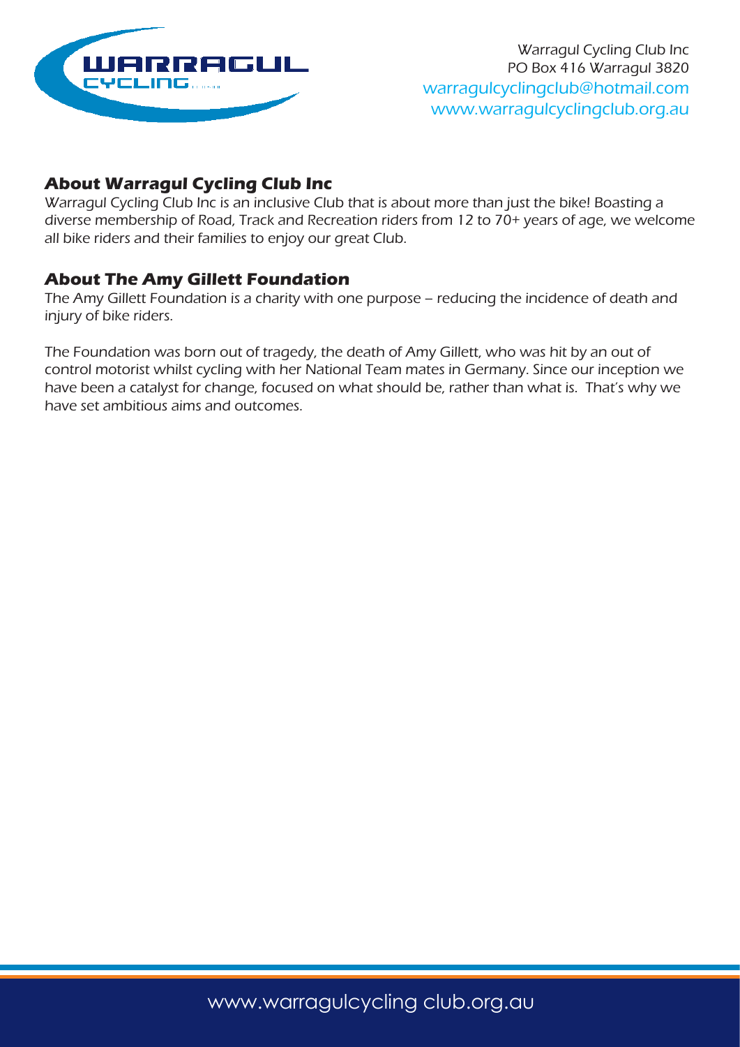Warragul Cycling Club Inc
PO Box 416 Warragul 3820
warragulcyclingclub@hotmail.com
www.warragulcyclingclub.org.au

## About Warragul Cycling Club Inc

Warragul Cycling Club Inc is an inclusive Club that is about more than just the bike! Boasting a diverse membership of Road, Track and Recreation riders from 12 to 70+ years of age, we welcome all bike riders and their families to enjoy our great Club.

## About The Amy Gillett Foundation

The Amy Gillett Foundation is a charity with one purpose – reducing the incidence of death and injury of bike riders.

The Foundation was born out of tragedy, the death of Amy Gillett, who was hit by an out of control motorist whilst cycling with her National Team mates in Germany. Since our inception we have been a catalyst for change, focused on what should be, rather than what is. That's why we have set ambitious aims and outcomes.